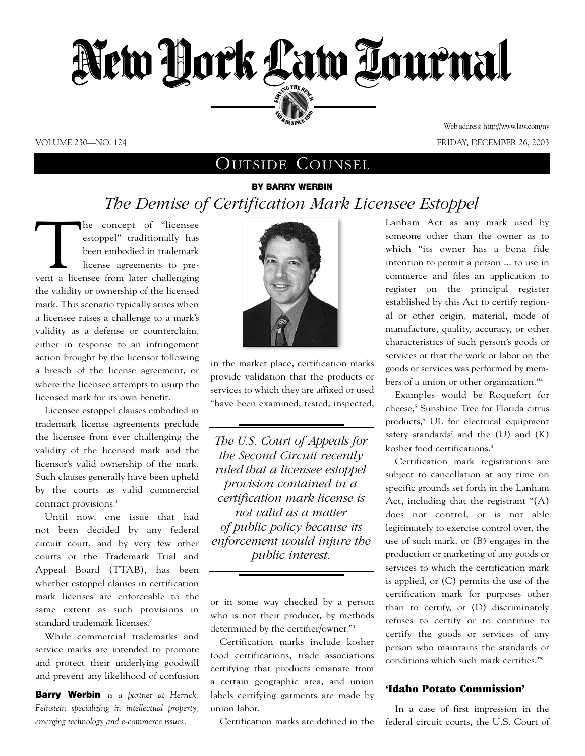# New York Law Journal

VOLUME 230—NO. 124 FRIDAY, DECEMBER 26, 2003

## OUTSIDE COUNSEL

**BY BARRY WERBIN**

## *The Demise of Certification Mark Licensee Estoppel*

The concept of "licensee estoppel" traditionally has been embodied in trademark license agreements to prevent a licensee from later challenging the validity or ownership of the licensed mark. This scenario typically arises when a licensee raises a challenge to a mark's validity as a defense or counterclaim, either in response to an infringement action brought by the licensor following a breach of the license agreement, or where the licensee attempts to usurp the licensed mark for its own benefit.

Licensee estoppel clauses embodied in trademark license agreements preclude the licensee from ever challenging the validity of the licensed mark and the licensor's valid ownership of the mark. Such clauses generally have been upheld by the courts as valid commercial contract provisions.[1]

Until now, one issue that had not been decided by any federal circuit court, and by very few other courts or the Trademark Trial and Appeal Board (TTAB), has been whether estoppel clauses in certification mark licenses are enforceable to the same extent as such provisions in standard trademark licenses.[2]

While commercial trademarks and service marks are intended to promote and protect their underlying goodwill and prevent any likelihood of confusion in the market place, certification marks provide validation that the products or services to which they are affixed or used "have been examined, tested, inspected, or in some way checked by a person who is not their producer, by methods determined by the certifier/owner."[3]

*The U.S. Court of Appeals for the Second Circuit recently ruled that a licensee estoppel provision contained in a certification mark license is not valid as a matter of public policy because its enforcement would injure the public interest.*

Certification marks include kosher food certifications, trade associations certifying that products emanate from a certain geographic area, and union labels certifying garments are made by union labor.

Certification marks are defined in the Lanham Act as any mark used by someone other than the owner as to which "its owner has a bona fide intention to permit a person ... to use in commerce and files an application to register on the principal register established by this Act to certify regional or other origin, material, mode of manufacture, quality, accuracy, or other characteristics of such person's goods or services or that the work or labor on the goods or services was performed by members of a union or other organization."[4]

Examples would be Roquefort for cheese,[5] Sunshine Tree for Florida citrus products,[6] UL for electrical equipment safety standards[7] and the (U) and (K) kosher food certifications.[8]

Certification mark registrations are subject to cancellation at any time on specific grounds set forth in the Lanham Act, including that the registrant "(A) does not control, or is not able legitimately to exercise control over, the use of such mark, or (B) engages in the production or marketing of any goods or services to which the certification mark is applied, or (C) permits the use of the certification mark for purposes other than to certify, or (D) discriminately refuses to certify or to continue to certify the goods or services of any person who maintains the standards or conditions which such mark certifies."[9]

### 'Idaho Potato Commission'

In a case of first impression in the federal circuit courts, the U.S. Court of

---

**Barry Werbin** *is a partner at Herrick, Feinstein specializing in intellectual property, emerging technology and e-commerce issues.*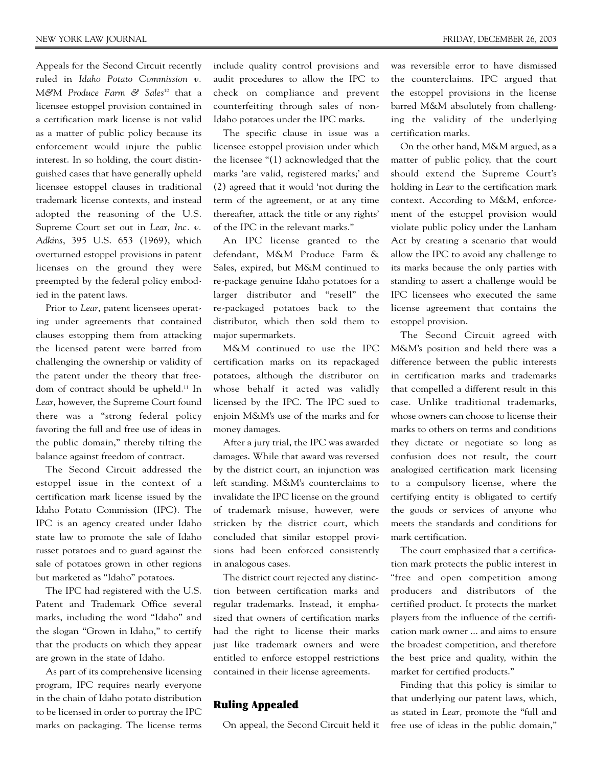Appeals for the Second Circuit recently ruled in *Idaho Potato Commission v. M&M Produce Farm & Sales*[10] that a licensee estoppel provision contained in a certification mark license is not valid as a matter of public policy because its enforcement would injure the public interest. In so holding, the court distinguished cases that have generally upheld licensee estoppel clauses in traditional trademark license contexts, and instead adopted the reasoning of the U.S. Supreme Court set out in *Lear, Inc. v. Adkins*, 395 U.S. 653 (1969), which overturned estoppel provisions in patent licenses on the ground they were preempted by the federal policy embodied in the patent laws.

Prior to *Lear*, patent licensees operating under agreements that contained clauses estopping them from attacking the licensed patent were barred from challenging the ownership or validity of the patent under the theory that freedom of contract should be upheld.[11] In *Lear*, however, the Supreme Court found there was a "strong federal policy favoring the full and free use of ideas in the public domain," thereby tilting the balance against freedom of contract.

The Second Circuit addressed the estoppel issue in the context of a certification mark license issued by the Idaho Potato Commission (IPC). The IPC is an agency created under Idaho state law to promote the sale of Idaho russet potatoes and to guard against the sale of potatoes grown in other regions but marketed as "Idaho" potatoes.

The IPC had registered with the U.S. Patent and Trademark Office several marks, including the word "Idaho" and the slogan "Grown in Idaho," to certify that the products on which they appear are grown in the state of Idaho.

As part of its comprehensive licensing program, IPC requires nearly everyone in the chain of Idaho potato distribution to be licensed in order to portray the IPC marks on packaging. The license terms include quality control provisions and audit procedures to allow the IPC to check on compliance and prevent counterfeiting through sales of non-Idaho potatoes under the IPC marks.

The specific clause in issue was a licensee estoppel provision under which the licensee "(1) acknowledged that the marks 'are valid, registered marks;' and (2) agreed that it would 'not during the term of the agreement, or at any time thereafter, attack the title or any rights' of the IPC in the relevant marks."

An IPC license granted to the defendant, M&M Produce Farm & Sales, expired, but M&M continued to re-package genuine Idaho potatoes for a larger distributor and "resell" the re-packaged potatoes back to the distributor, which then sold them to major supermarkets.

M&M continued to use the IPC certification marks on its repackaged potatoes, although the distributor on whose behalf it acted was validly licensed by the IPC. The IPC sued to enjoin M&M's use of the marks and for money damages.

After a jury trial, the IPC was awarded damages. While that award was reversed by the district court, an injunction was left standing. M&M's counterclaims to invalidate the IPC license on the ground of trademark misuse, however, were stricken by the district court, which concluded that similar estoppel provisions had been enforced consistently in analogous cases.

The district court rejected any distinction between certification marks and regular trademarks. Instead, it emphasized that owners of certification marks had the right to license their marks just like trademark owners and were entitled to enforce estoppel restrictions contained in their license agreements.

## Ruling Appealed

On appeal, the Second Circuit held it was reversible error to have dismissed the counterclaims. IPC argued that the estoppel provisions in the license barred M&M absolutely from challenging the validity of the underlying certification marks.

On the other hand, M&M argued, as a matter of public policy, that the court should extend the Supreme Court's holding in *Lear* to the certification mark context. According to M&M, enforcement of the estoppel provision would violate public policy under the Lanham Act by creating a scenario that would allow the IPC to avoid any challenge to its marks because the only parties with standing to assert a challenge would be IPC licensees who executed the same license agreement that contains the estoppel provision.

The Second Circuit agreed with M&M's position and held there was a difference between the public interests in certification marks and trademarks that compelled a different result in this case. Unlike traditional trademarks, whose owners can choose to license their marks to others on terms and conditions they dictate or negotiate so long as confusion does not result, the court analogized certification mark licensing to a compulsory license, where the certifying entity is obligated to certify the goods or services of anyone who meets the standards and conditions for mark certification.

The court emphasized that a certification mark protects the public interest in "free and open competition among producers and distributors of the certified product. It protects the market players from the influence of the certification mark owner ... and aims to ensure the broadest competition, and therefore the best price and quality, within the market for certified products."

Finding that this policy is similar to that underlying our patent laws, which, as stated in *Lear*, promote the "full and free use of ideas in the public domain,"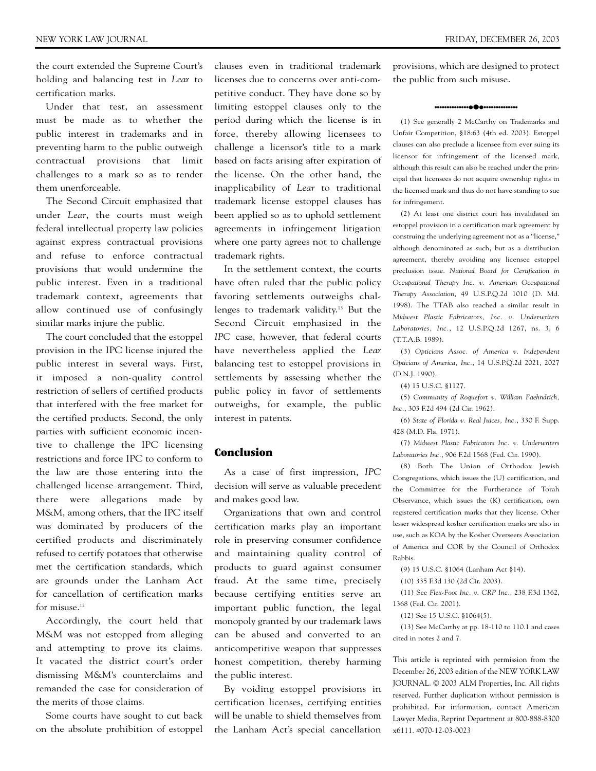the court extended the Supreme Court's holding and balancing test in *Lear* to certification marks.

Under that test, an assessment must be made as to whether the public interest in trademarks and in preventing harm to the public outweigh contractual provisions that limit challenges to a mark so as to render them unenforceable.

The Second Circuit emphasized that under *Lear*, the courts must weigh federal intellectual property law policies against express contractual provisions and refuse to enforce contractual provisions that would undermine the public interest. Even in a traditional trademark context, agreements that allow continued use of confusingly similar marks injure the public.

The court concluded that the estoppel provision in the IPC license injured the public interest in several ways. First, it imposed a non-quality control restriction of sellers of certified products that interfered with the free market for the certified products. Second, the only parties with sufficient economic incentive to challenge the IPC licensing restrictions and force IPC to conform to the law are those entering into the challenged license arrangement. Third, there were allegations made by M&M, among others, that the IPC itself was dominated by producers of the certified products and discriminately refused to certify potatoes that otherwise met the certification standards, which are grounds under the Lanham Act for cancellation of certification marks for misuse.[12]

Accordingly, the court held that M&M was not estopped from alleging and attempting to prove its claims. It vacated the district court's order dismissing M&M's counterclaims and remanded the case for consideration of the merits of those claims.

Some courts have sought to cut back on the absolute prohibition of estoppel clauses even in traditional trademark licenses due to concerns over anti-competitive conduct. They have done so by limiting estoppel clauses only to the period during which the license is in force, thereby allowing licensees to challenge a licensor's title to a mark based on facts arising after expiration of the license. On the other hand, the inapplicability of *Lear* to traditional trademark license estoppel clauses has been applied so as to uphold settlement agreements in infringement litigation where one party agrees not to challenge trademark rights.

In the settlement context, the courts have often ruled that the public policy favoring settlements outweighs challenges to trademark validity.[13] But the Second Circuit emphasized in the *IPC* case, however, that federal courts have nevertheless applied the *Lear* balancing test to estoppel provisions in settlements by assessing whether the public policy in favor of settlements outweighs, for example, the public interest in patents.

## Conclusion

As a case of first impression, *IPC* decision will serve as valuable precedent and makes good law.

Organizations that own and control certification marks play an important role in preserving consumer confidence and maintaining quality control of products to guard against consumer fraud. At the same time, precisely because certifying entities serve an important public function, the legal monopoly granted by our trademark laws can be abused and converted to an anticompetitive weapon that suppresses honest competition, thereby harming the public interest.

By voiding estoppel provisions in certification licenses, certifying entities will be unable to shield themselves from the Lanham Act's special cancellation provisions, which are designed to protect the public from such misuse.

---

(1) See generally 2 McCarthy on Trademarks and Unfair Competition, §18:63 (4th ed. 2003). Estoppel clauses can also preclude a licensee from ever suing its licensor for infringement of the licensed mark, although this result can also be reached under the principal that licensees do not acquire ownership rights in the licensed mark and thus do not have standing to sue for infringement.

(2) At least one district court has invalidated an estoppel provision in a certification mark agreement by construing the underlying agreement not as a "license," although denominated as such, but as a distribution agreement, thereby avoiding any licensee estoppel preclusion issue. *National Board for Certification in Occupational Therapy Inc. v. American Occupational Therapy Association*, 49 U.S.P.Q.2d 1010 (D. Md. 1998). The TTAB also reached a similar result in *Midwest Plastic Fabricators, Inc. v. Underwriters Laboratories, Inc.*, 12 U.S.P.Q.2d 1267, ns. 3, 6 (T.T.A.B. 1989).

(3) *Opticians Assoc. of America v. Independent Opticians of America, Inc.*, 14 U.S.P.Q.2d 2021, 2027 (D.N.J. 1990).

(4) 15 U.S.C. §1127.

(5) *Community of Roquefort v. William Faehndrich, Inc.*, 303 F.2d 494 (2d Cir. 1962).

(6) *State of Florida v. Real Juices, Inc.*, 330 F. Supp. 428 (M.D. Fla. 1971).

(7) *Midwest Plastic Fabricators Inc. v. Underwriters Laboratories Inc.*, 906 F.2d 1568 (Fed. Cir. 1990).

(8) Both The Union of Orthodox Jewish Congregations, which issues the (U) certification, and the Committee for the Furtherance of Torah Observance, which issues the (K) certification, own registered certification marks that they license. Other lesser widespread kosher certification marks are also in use, such as KOA by the Kosher Overseers Association of America and COR by the Council of Orthodox Rabbis.

(9) 15 U.S.C. §1064 (Lanham Act §14).

(10) 335 F.3d 130 (2d Cir. 2003).

(11) See *Flex-Foot Inc. v. CRP Inc.*, 238 F.3d 1362, 1368 (Fed. Cir. 2001).

(12) See 15 U.S.C. §1064(5).

(13) See McCarthy at pp. 18-110 to 110.1 and cases cited in notes 2 and 7.

This article is reprinted with permission from the December 26, 2003 edition of the NEW YORK LAW JOURNAL. © 2003 ALM Properties, Inc. All rights reserved. Further duplication without permission is prohibited. For information, contact American Lawyer Media, Reprint Department at 800-888-8300 x6111. #070-12-03-0023